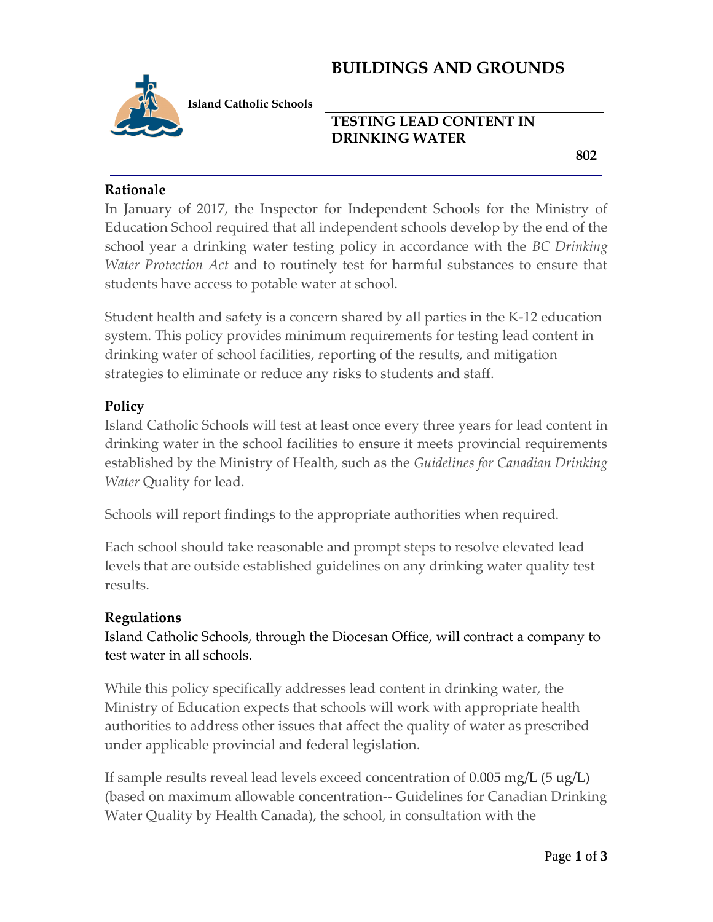# BUILDINGS AND GROUNDS

**Island Catholic Schools**

## TESTING LEAD CONTENT IN DRINKING WATER

**802**

### Rationale

In January of 2017, the Inspector for Independent Schools for the Ministry of Education School required that all independent schools develop by the end of the school year a drinking water testing policy in accordance with the *BC Drinking Water Protection Act* and to routinely test for harmful substances to ensure that students have access to potable water at school.

Student health and safety is a concern shared by all parties in the K-12 education system. This policy provides minimum requirements for testing lead content in drinking water of school facilities, reporting of the results, and mitigation strategies to eliminate or reduce any risks to students and staff.

### Policy

Island Catholic Schools will test at least once every three years for lead content in drinking water in the school facilities to ensure it meets provincial requirements established by the Ministry of Health, such as the *Guidelines for Canadian Drinking Water* Quality for lead.

Schools will report findings to the appropriate authorities when required.

Each school should take reasonable and prompt steps to resolve elevated lead levels that are outside established guidelines on any drinking water quality test results.

### Regulations

Island Catholic Schools, through the Diocesan Office, will contract a company to test water in all schools.

While this policy specifically addresses lead content in drinking water, the Ministry of Education expects that schools will work with appropriate health authorities to address other issues that affect the quality of water as prescribed under applicable provincial and federal legislation.

If sample results reveal lead levels exceed concentration of 0.005 mg/L (5 ug/L) (based on maximum allowable concentration-- Guidelines for Canadian Drinking Water Quality by Health Canada), the school, in consultation with the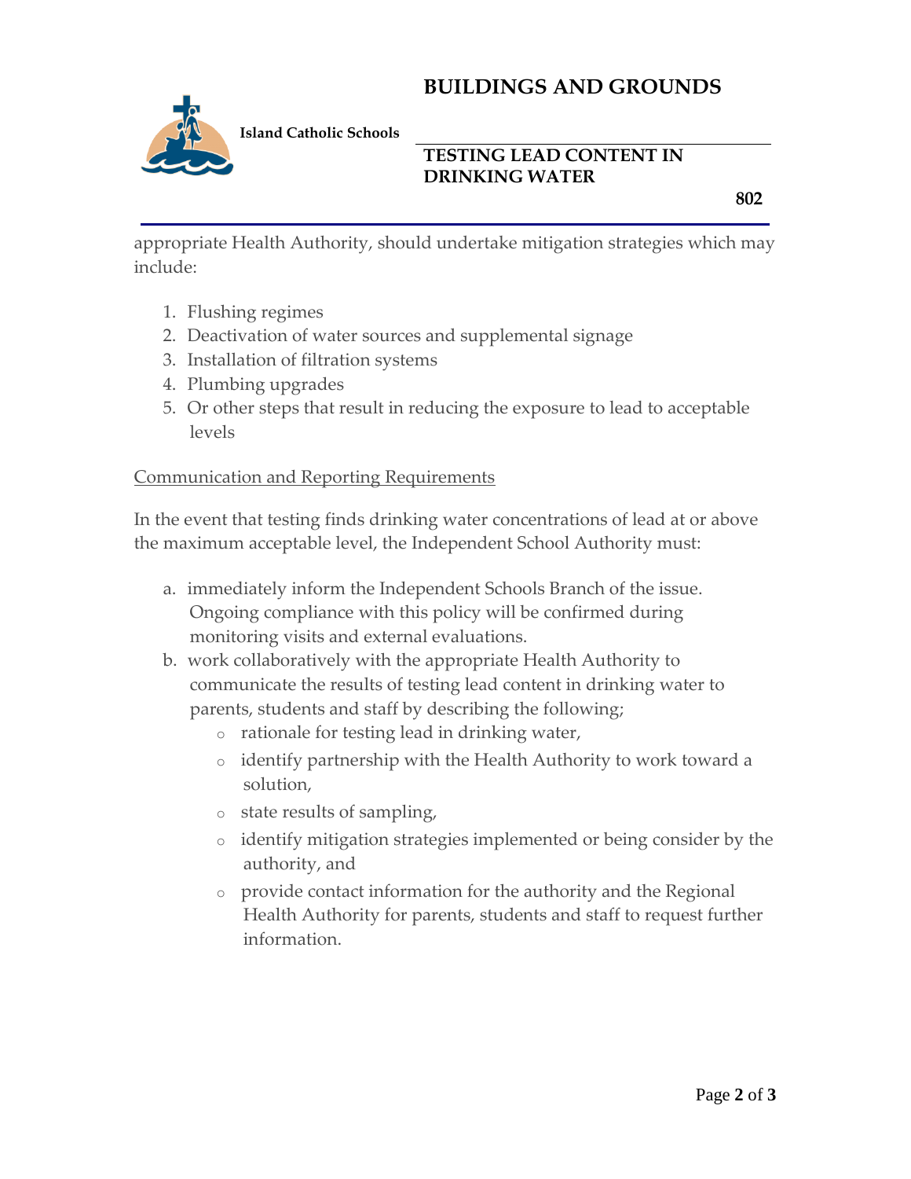appropriate Health Authority, should undertake mitigation strategies which may include:

1. Flushing regimes
2. Deactivation of water sources and supplemental signage
3. Installation of filtration systems
4. Plumbing upgrades
5. Or other steps that result in reducing the exposure to lead to acceptable levels

<u>Communication and Reporting Requirements</u>

In the event that testing finds drinking water concentrations of lead at or above the maximum acceptable level, the Independent School Authority must:

a. immediately inform the Independent Schools Branch of the issue. Ongoing compliance with this policy will be confirmed during monitoring visits and external evaluations.
b. work collaboratively with the appropriate Health Authority to communicate the results of testing lead content in drinking water to parents, students and staff by describing the following;
   - rationale for testing lead in drinking water,
   - identify partnership with the Health Authority to work toward a solution,
   - state results of sampling,
   - identify mitigation strategies implemented or being consider by the authority, and
   - provide contact information for the authority and the Regional Health Authority for parents, students and staff to request further information.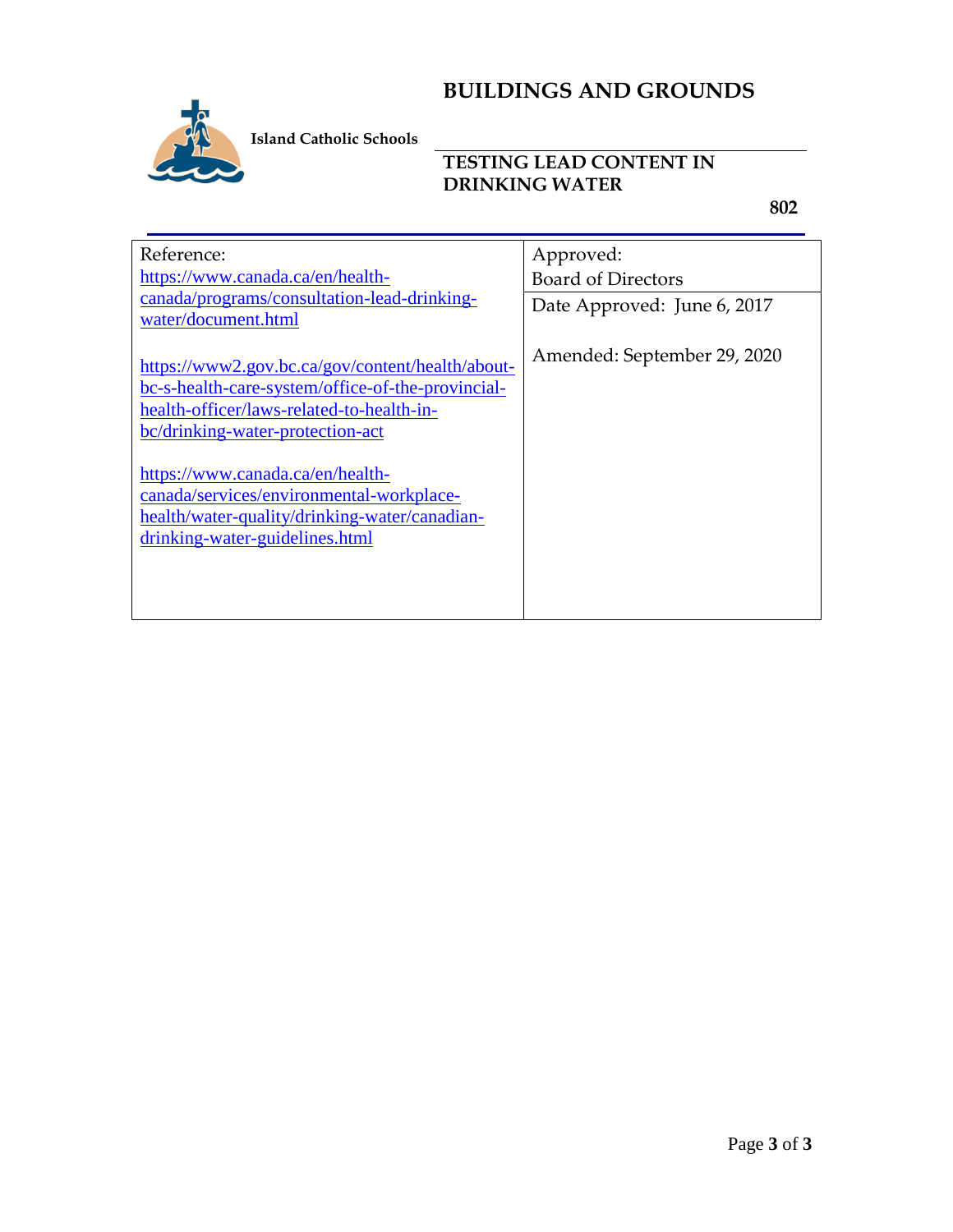# BUILDINGS AND GROUNDS

**Island Catholic Schools**

## TESTING LEAD CONTENT IN DRINKING WATER

**802**

| | |
|---|---|
| Reference:<br>https://www.canada.ca/en/health-canada/programs/consultation-lead-drinking-water/document.html<br><br>https://www2.gov.bc.ca/gov/content/health/about-bc-s-health-care-system/office-of-the-provincial-health-officer/laws-related-to-health-in-bc/drinking-water-protection-act<br><br>https://www.canada.ca/en/health-canada/services/environmental-workplace-health/water-quality/drinking-water/canadian-drinking-water-guidelines.html | Approved:<br>Board of Directors<br>Date Approved: June 6, 2017<br><br>Amended: September 29, 2020 |